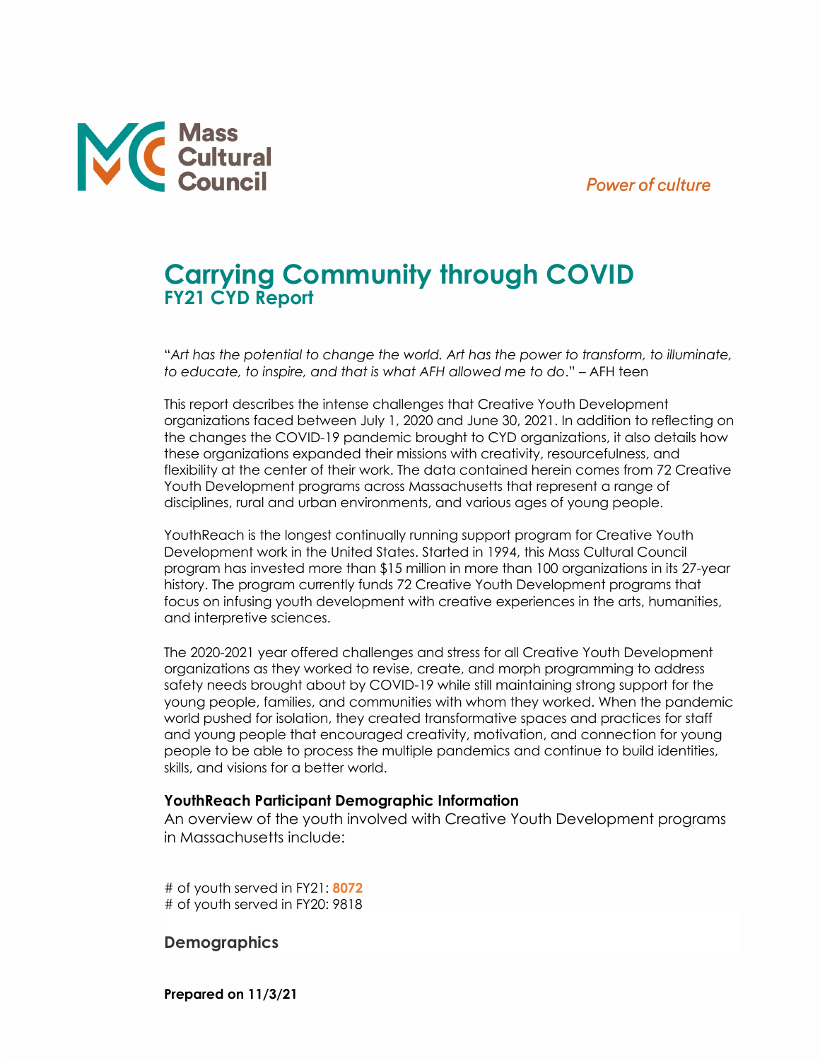Mass Cultural Council

*Power of culture*

# Carrying Community through COVID

## FY21 CYD Report

"*Art has the potential to change the world. Art has the power to transform, to illuminate, to educate, to inspire, and that is what AFH allowed me to do*." – AFH teen

This report describes the intense challenges that Creative Youth Development organizations faced between July 1, 2020 and June 30, 2021. In addition to reflecting on the changes the COVID-19 pandemic brought to CYD organizations, it also details how these organizations expanded their missions with creativity, resourcefulness, and flexibility at the center of their work. The data contained herein comes from 72 Creative Youth Development programs across Massachusetts that represent a range of disciplines, rural and urban environments, and various ages of young people.

YouthReach is the longest continually running support program for Creative Youth Development work in the United States. Started in 1994, this Mass Cultural Council program has invested more than $15 million in more than 100 organizations in its 27-year history. The program currently funds 72 Creative Youth Development programs that focus on infusing youth development with creative experiences in the arts, humanities, and interpretive sciences.

The 2020-2021 year offered challenges and stress for all Creative Youth Development organizations as they worked to revise, create, and morph programming to address safety needs brought about by COVID-19 while still maintaining strong support for the young people, families, and communities with whom they worked. When the pandemic world pushed for isolation, they created transformative spaces and practices for staff and young people that encouraged creativity, motivation, and connection for young people to be able to process the multiple pandemics and continue to build identities, skills, and visions for a better world.

### YouthReach Participant Demographic Information

An overview of the youth involved with Creative Youth Development programs in Massachusetts include:

# of youth served in FY21: **8072**
# of youth served in FY20: 9818

### Demographics

**Prepared on 11/3/21**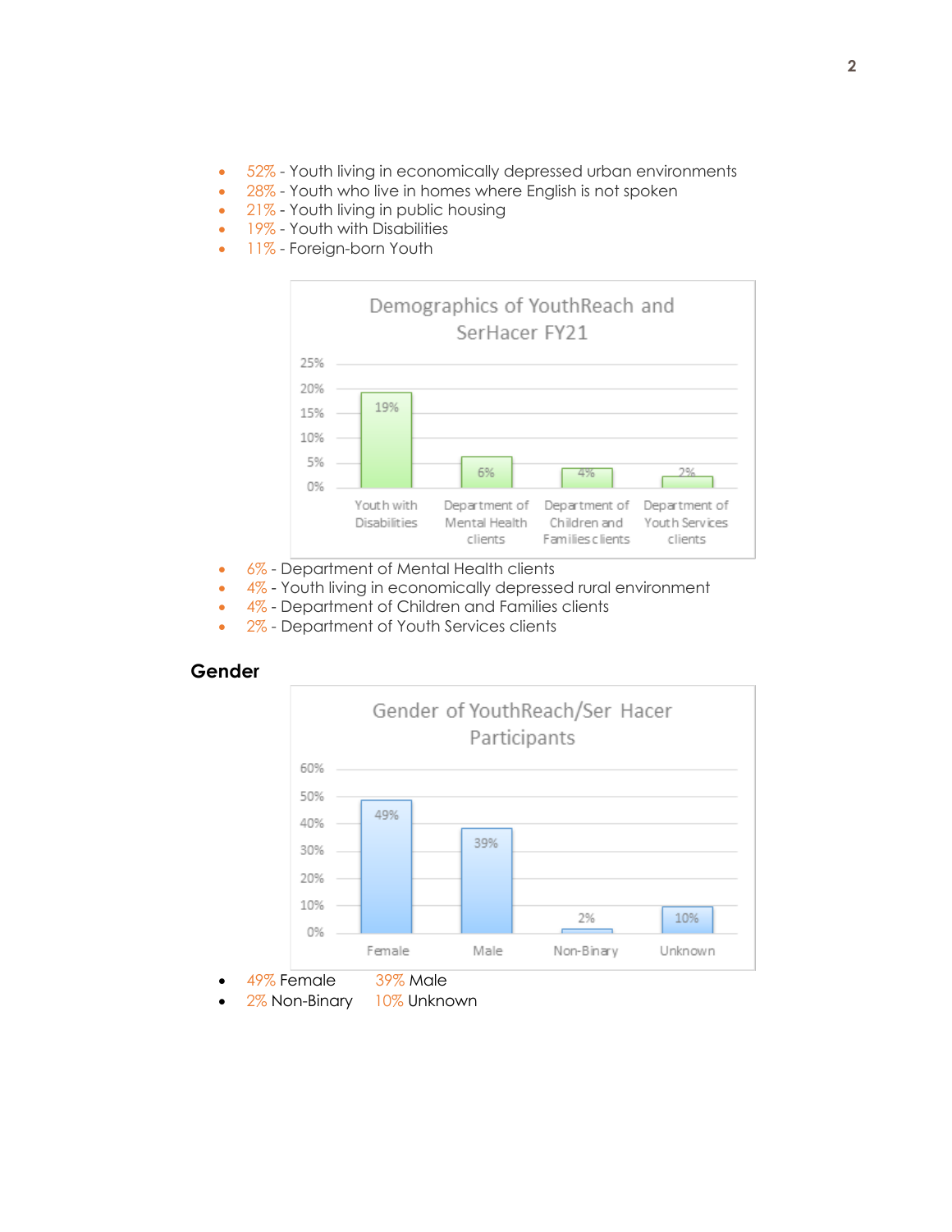- 52% - Youth living in economically depressed urban environments
- 28% - Youth who live in homes where English is not spoken
- 21% - Youth living in public housing
- 19% - Youth with Disabilities
- 11% - Foreign-born Youth

- 6% - Department of Mental Health clients
- 4% - Youth living in economically depressed rural environment
- 4% - Department of Children and Families clients
- 2% - Department of Youth Services clients

## Gender

- 49% Female 39% Male
- 2% Non-Binary 10% Unknown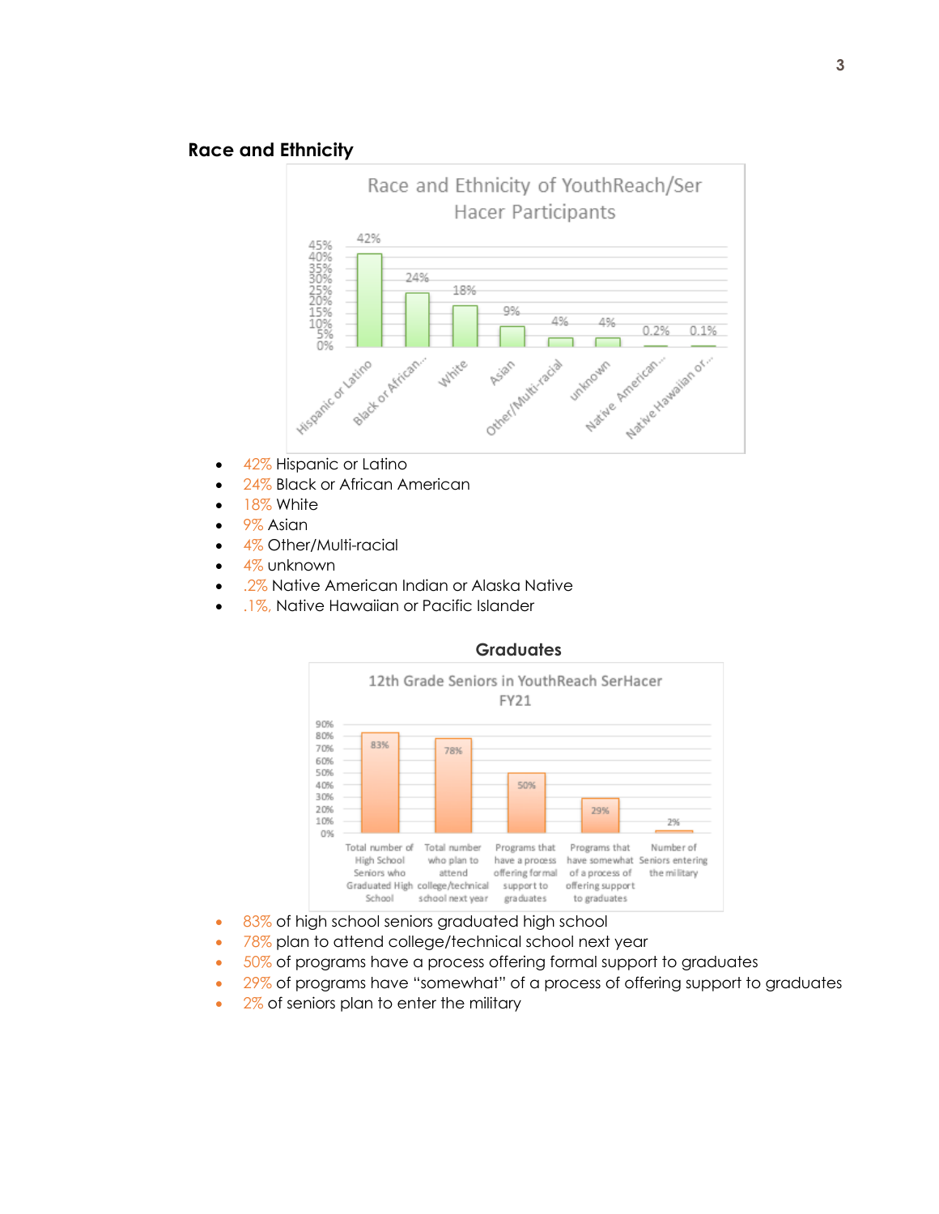## Race and Ethnicity

- 42% Hispanic or Latino
- 24% Black or African American
- 18% White
- 9% Asian
- 4% Other/Multi-racial
- 4% unknown
- .2% Native American Indian or Alaska Native
- .1%, Native Hawaiian or Pacific Islander

## Graduates

- 83% of high school seniors graduated high school
- 78% plan to attend college/technical school next year
- 50% of programs have a process offering formal support to graduates
- 29% of programs have "somewhat" of a process of offering support to graduates
- 2% of seniors plan to enter the military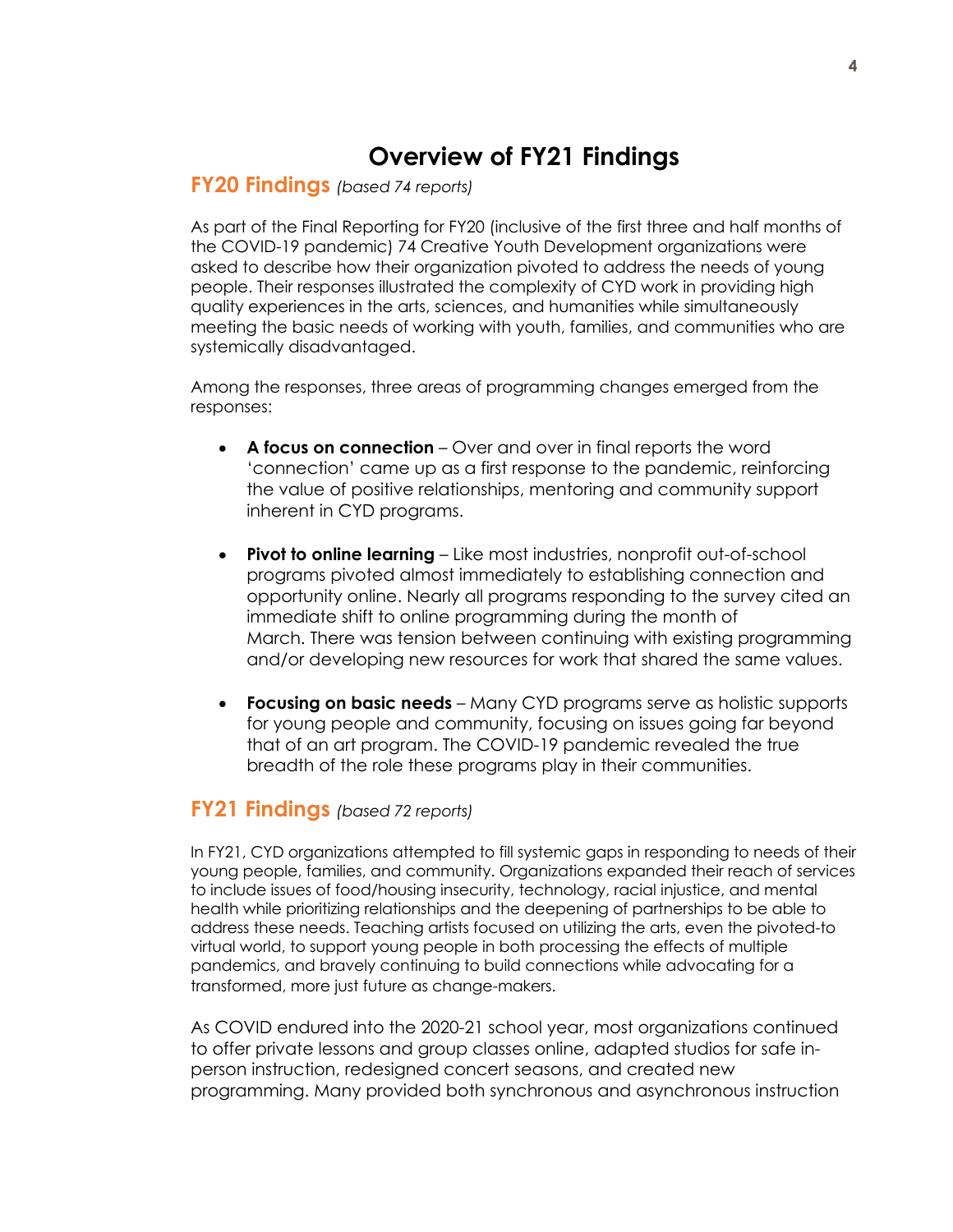# Overview of FY21 Findings

## FY20 Findings *(based 74 reports)*

As part of the Final Reporting for FY20 (inclusive of the first three and half months of the COVID-19 pandemic) 74 Creative Youth Development organizations were asked to describe how their organization pivoted to address the needs of young people. Their responses illustrated the complexity of CYD work in providing high quality experiences in the arts, sciences, and humanities while simultaneously meeting the basic needs of working with youth, families, and communities who are systemically disadvantaged.

Among the responses, three areas of programming changes emerged from the responses:

- **A focus on connection** – Over and over in final reports the word 'connection' came up as a first response to the pandemic, reinforcing the value of positive relationships, mentoring and community support inherent in CYD programs.

- **Pivot to online learning** – Like most industries, nonprofit out-of-school programs pivoted almost immediately to establishing connection and opportunity online. Nearly all programs responding to the survey cited an immediate shift to online programming during the month of March. There was tension between continuing with existing programming and/or developing new resources for work that shared the same values.

- **Focusing on basic needs** – Many CYD programs serve as holistic supports for young people and community, focusing on issues going far beyond that of an art program. The COVID-19 pandemic revealed the true breadth of the role these programs play in their communities.

## FY21 Findings *(based 72 reports)*

In FY21, CYD organizations attempted to fill systemic gaps in responding to needs of their young people, families, and community. Organizations expanded their reach of services to include issues of food/housing insecurity, technology, racial injustice, and mental health while prioritizing relationships and the deepening of partnerships to be able to address these needs. Teaching artists focused on utilizing the arts, even the pivoted-to virtual world, to support young people in both processing the effects of multiple pandemics, and bravely continuing to build connections while advocating for a transformed, more just future as change-makers.

As COVID endured into the 2020-21 school year, most organizations continued to offer private lessons and group classes online, adapted studios for safe in-person instruction, redesigned concert seasons, and created new programming. Many provided both synchronous and asynchronous instruction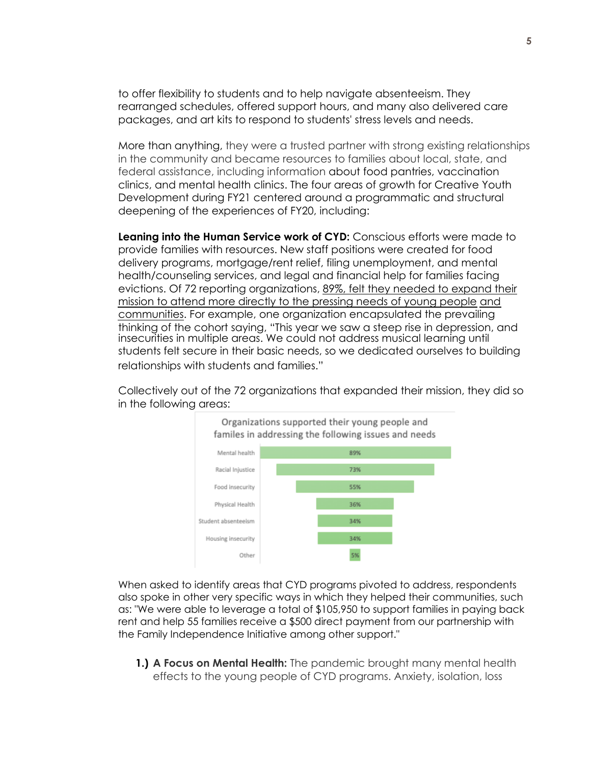to offer flexibility to students and to help navigate absenteeism. They rearranged schedules, offered support hours, and many also delivered care packages, and art kits to respond to students' stress levels and needs.

More than anything, they were a trusted partner with strong existing relationships in the community and became resources to families about local, state, and federal assistance, including information about food pantries, vaccination clinics, and mental health clinics. The four areas of growth for Creative Youth Development during FY21 centered around a programmatic and structural deepening of the experiences of FY20, including:

**Leaning into the Human Service work of CYD:** Conscious efforts were made to provide families with resources. New staff positions were created for food delivery programs, mortgage/rent relief, filing unemployment, and mental health/counseling services, and legal and financial help for families facing evictions. Of 72 reporting organizations, 89%, felt they needed to expand their mission to attend more directly to the pressing needs of young people and communities. For example, one organization encapsulated the prevailing thinking of the cohort saying, "This year we saw a steep rise in depression, and insecurities in multiple areas. We could not address musical learning until students felt secure in their basic needs, so we dedicated ourselves to building relationships with students and families."

Collectively out of the 72 organizations that expanded their mission, they did so in the following areas:

Organizations supported their young people and familes in addressing the following issues and needs

| Issue/Need | Percentage |
|---|---|
| Mental health | 89% |
| Racial Injustice | 73% |
| Food insecurity | 55% |
| Physical Health | 36% |
| Student absenteeism | 34% |
| Housing insecurity | 34% |
| Other | 5% |

When asked to identify areas that CYD programs pivoted to address, respondents also spoke in other very specific ways in which they helped their communities, such as: "We were able to leverage a total of $105,950 to support families in paying back rent and help 55 families receive a $500 direct payment from our partnership with the Family Independence Initiative among other support."

1.) **A Focus on Mental Health:** The pandemic brought many mental health effects to the young people of CYD programs. Anxiety, isolation, loss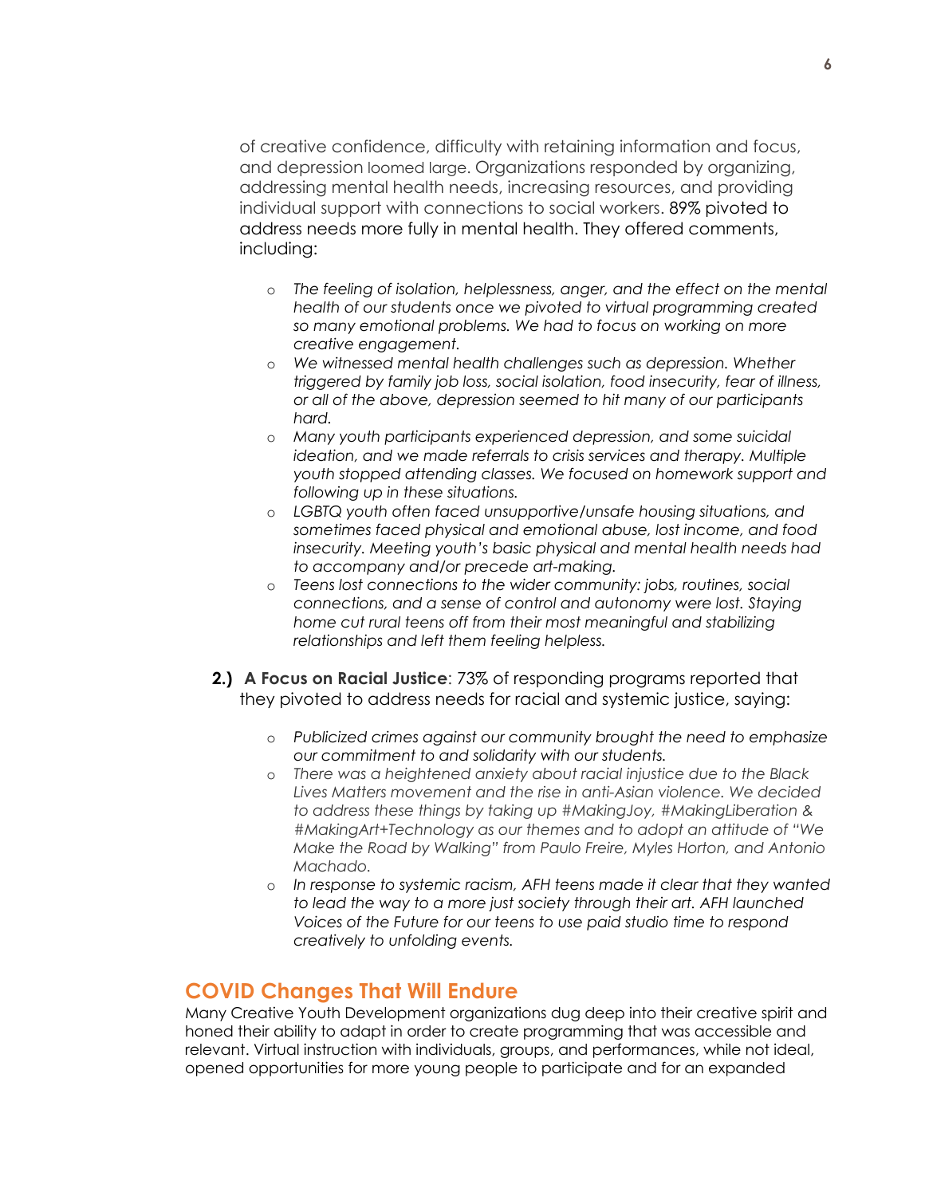of creative confidence, difficulty with retaining information and focus, and depression loomed large. Organizations responded by organizing, addressing mental health needs, increasing resources, and providing individual support with connections to social workers. 89% pivoted to address needs more fully in mental health. They offered comments, including:

- *The feeling of isolation, helplessness, anger, and the effect on the mental health of our students once we pivoted to virtual programming created so many emotional problems. We had to focus on working on more creative engagement.*
- *We witnessed mental health challenges such as depression. Whether triggered by family job loss, social isolation, food insecurity, fear of illness, or all of the above, depression seemed to hit many of our participants hard.*
- *Many youth participants experienced depression, and some suicidal ideation, and we made referrals to crisis services and therapy. Multiple youth stopped attending classes. We focused on homework support and following up in these situations.*
- *LGBTQ youth often faced unsupportive/unsafe housing situations, and sometimes faced physical and emotional abuse, lost income, and food insecurity. Meeting youth's basic physical and mental health needs had to accompany and/or precede art-making.*
- *Teens lost connections to the wider community: jobs, routines, social connections, and a sense of control and autonomy were lost. Staying home cut rural teens off from their most meaningful and stabilizing relationships and left them feeling helpless.*

**2.) A Focus on Racial Justice**: 73% of responding programs reported that they pivoted to address needs for racial and systemic justice, saying:

- *Publicized crimes against our community brought the need to emphasize our commitment to and solidarity with our students.*
- *There was a heightened anxiety about racial injustice due to the Black Lives Matters movement and the rise in anti-Asian violence. We decided to address these things by taking up #MakingJoy, #MakingLiberation & #MakingArt+Technology as our themes and to adopt an attitude of "We Make the Road by Walking" from Paulo Freire, Myles Horton, and Antonio Machado.*
- *In response to systemic racism, AFH teens made it clear that they wanted to lead the way to a more just society through their art. AFH launched Voices of the Future for our teens to use paid studio time to respond creatively to unfolding events.*

## COVID Changes That Will Endure

Many Creative Youth Development organizations dug deep into their creative spirit and honed their ability to adapt in order to create programming that was accessible and relevant. Virtual instruction with individuals, groups, and performances, while not ideal, opened opportunities for more young people to participate and for an expanded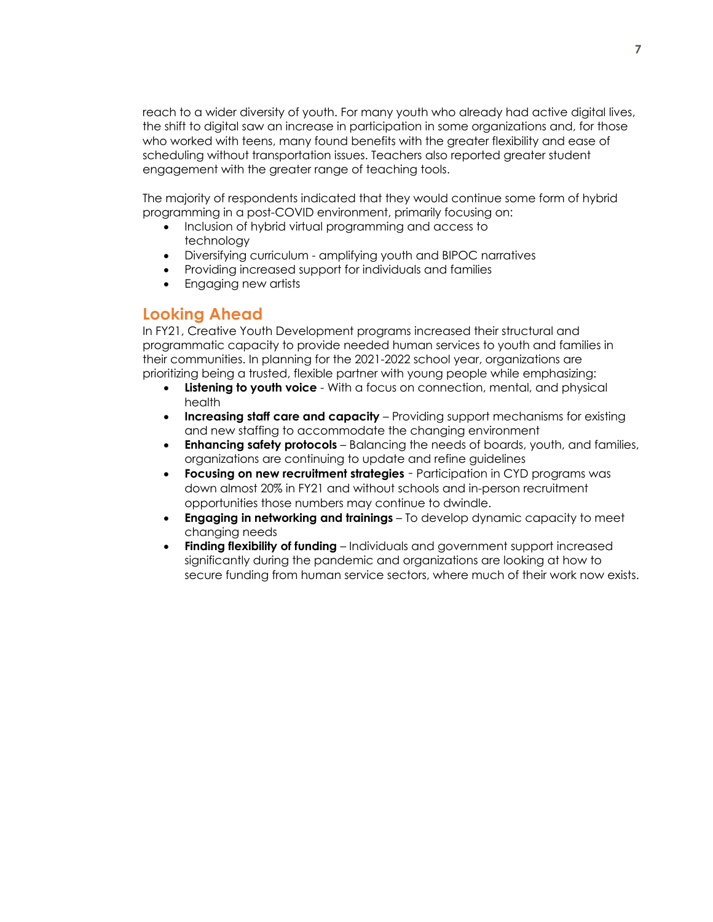reach to a wider diversity of youth. For many youth who already had active digital lives, the shift to digital saw an increase in participation in some organizations and, for those who worked with teens, many found benefits with the greater flexibility and ease of scheduling without transportation issues. Teachers also reported greater student engagement with the greater range of teaching tools.

The majority of respondents indicated that they would continue some form of hybrid programming in a post-COVID environment, primarily focusing on:

- Inclusion of hybrid virtual programming and access to technology
- Diversifying curriculum - amplifying youth and BIPOC narratives
- Providing increased support for individuals and families
- Engaging new artists

## Looking Ahead

In FY21, Creative Youth Development programs increased their structural and programmatic capacity to provide needed human services to youth and families in their communities. In planning for the 2021-2022 school year, organizations are prioritizing being a trusted, flexible partner with young people while emphasizing:

- **Listening to youth voice** - With a focus on connection, mental, and physical health
- **Increasing staff care and capacity** – Providing support mechanisms for existing and new staffing to accommodate the changing environment
- **Enhancing safety protocols** – Balancing the needs of boards, youth, and families, organizations are continuing to update and refine guidelines
- **Focusing on new recruitment strategies** - Participation in CYD programs was down almost 20% in FY21 and without schools and in-person recruitment opportunities those numbers may continue to dwindle.
- **Engaging in networking and trainings** – To develop dynamic capacity to meet changing needs
- **Finding flexibility of funding** – Individuals and government support increased significantly during the pandemic and organizations are looking at how to secure funding from human service sectors, where much of their work now exists.